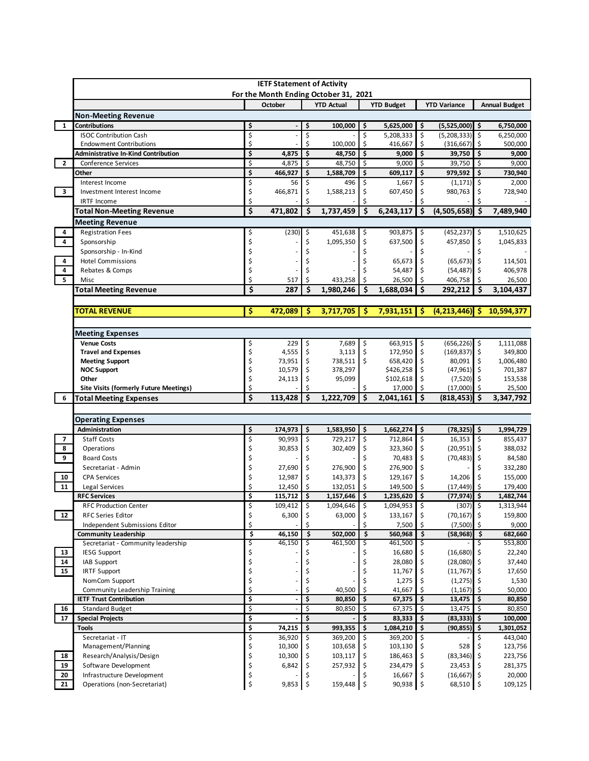# IETF Statement of Activity

## For the Month Ending October 31, 2021

| # | | October | YTD Actual | YTD Budget | YTD Variance | Annual Budget |
|---|---|---|---|---|---|---|
| | **Non-Meeting Revenue** | | | | | |
| 1 | **Contributions** | **$ -** | **$ 100,000** | **$ 5,625,000** | **$ (5,525,000)** | **$ 6,750,000** |
| | ISOC Contribution Cash | $ - | $ - | $ 5,208,333 | $ (5,208,333) | $ 6,250,000 |
| | Endowment Contributions | $ - | $ 100,000 | $ 416,667 | $ (316,667) | $ 500,000 |
| | **Administrative In-Kind Contribution** | **$ 4,875** | **$ 48,750** | **$ 9,000** | **$ 39,750** | **$ 9,000** |
| 2 | Conference Services | $ 4,875 | $ 48,750 | $ 9,000 | $ 39,750 | $ 9,000 |
| | **Other** | **$ 466,927** | **$ 1,588,709** | **$ 609,117** | **$ 979,592** | **$ 730,940** |
| | Interest Income | $ 56 | $ 496 | $ 1,667 | $ (1,171) | $ 2,000 |
| 3 | Investment Interest Income | $ 466,871 | $ 1,588,213 | $ 607,450 | $ 980,763 | $ 728,940 |
| | IRTF Income | $ - | $ - | $ - | $ - | $ - |
| | **Total Non-Meeting Revenue** | **$ 471,802** | **$ 1,737,459** | **$ 6,243,117** | **$ (4,505,658)** | **$ 7,489,940** |
| | **Meeting Revenue** | | | | | |
| 4 | Registration Fees | $ (230) | $ 451,638 | $ 903,875 | $ (452,237) | $ 1,510,625 |
| 4 | Sponsorship | $ - | $ 1,095,350 | $ 637,500 | $ 457,850 | $ 1,045,833 |
| | Sponsorship - In-Kind | $ - | $ - | $ - | $ - | $ - |
| 4 | Hotel Commissions | $ - | $ - | $ 65,673 | $ (65,673) | $ 114,501 |
| 4 | Rebates & Comps | $ - | $ - | $ 54,487 | $ (54,487) | $ 406,978 |
| 5 | Misc | $ 517 | $ 433,258 | $ 26,500 | $ 406,758 | $ 26,500 |
| | **Total Meeting Revenue** | **$ 287** | **$ 1,980,246** | **$ 1,688,034** | **$ 292,212** | **$ 3,104,437** |
| | | | | | | |
| | **TOTAL REVENUE** | **$ 472,089** | **$ 3,717,705** | **$ 7,931,151** | **$ (4,213,446)** | **$ 10,594,377** |
| | | | | | | |
| | **Meeting Expenses** | | | | | |
| | **Venue Costs** | $ 229 | $ 7,689 | $ 663,915 | $ (656,226) | $ 1,111,088 |
| | **Travel and Expenses** | $ 4,555 | $ 3,113 | $ 172,950 | $ (169,837) | $ 349,800 |
| | **Meeting Support** | $ 73,951 | $ 738,511 | $ 658,420 | $ 80,091 | $ 1,006,480 |
| | **NOC Support** | $ 10,579 | $ 378,297 | $426,258 | $ (47,961) | $ 701,387 |
| | **Other** | $ 24,113 | $ 95,099 | $102,618 | $ (7,520) | $ 153,538 |
| | **Site Visits (formerly Future Meetings)** | $ - | $ - | $ 17,000 | $ (17,000) | $ 25,500 |
| 6 | **Total Meeting Expenses** | **$ 113,428** | **$ 1,222,709** | **$ 2,041,161** | **$ (818,453)** | **$ 3,347,792** |
| | | | | | | |
| | **Operating Expenses** | | | | | |
| | **Administration** | **$ 174,973** | **$ 1,583,950** | **$ 1,662,274** | **$ (78,325)** | **$ 1,994,729** |
| 7 | Staff Costs | $ 90,993 | $ 729,217 | $ 712,864 | $ 16,353 | $ 855,437 |
| 8 | Operations | $ 30,853 | $ 302,409 | $ 323,360 | $ (20,951) | $ 388,032 |
| 9 | Board Costs | $ - | $ - | $ 70,483 | $ (70,483) | $ 84,580 |
| | Secretariat - Admin | $ 27,690 | $ 276,900 | $ 276,900 | $ - | $ 332,280 |
| 10 | CPA Services | $ 12,987 | $ 143,373 | $ 129,167 | $ 14,206 | $ 155,000 |
| 11 | Legal Services | $ 12,450 | $ 132,051 | $ 149,500 | $ (17,449) | $ 179,400 |
| | **RFC Services** | **$ 115,712** | **$ 1,157,646** | **$ 1,235,620** | **$ (77,974)** | **$ 1,482,744** |
| | RFC Production Center | $ 109,412 | $ 1,094,646 | $ 1,094,953 | $ (307) | $ 1,313,944 |
| 12 | RFC Series Editor | $ 6,300 | $ 63,000 | $ 133,167 | $ (70,167) | $ 159,800 |
| | Independent Submissions Editor | $ - | $ - | $ 7,500 | $ (7,500) | $ 9,000 |
| | **Community Leadership** | **$ 46,150** | **$ 502,000** | **$ 560,968** | **$ (58,968)** | **$ 682,660** |
| | Secretariat - Community leadership | $ 46,150 | $ 461,500 | $ 461,500 | $ - | $ 553,800 |
| 13 | IESG Support | $ - | $ - | $ 16,680 | $ (16,680) | $ 22,240 |
| 14 | IAB Support | $ - | $ - | $ 28,080 | $ (28,080) | $ 37,440 |
| 15 | IRTF Support | $ - | $ - | $ 11,767 | $ (11,767) | $ 17,650 |
| | NomCom Support | $ - | $ - | $ 1,275 | $ (1,275) | $ 1,530 |
| | Community Leadership Training | $ - | $ 40,500 | $ 41,667 | $ (1,167) | $ 50,000 |
| | **IETF Trust Contribution** | **$ -** | **$ 80,850** | **$ 67,375** | **$ 13,475** | **$ 80,850** |
| 16 | Standard Budget | $ - | $ 80,850 | $ 67,375 | $ 13,475 | $ 80,850 |
| 17 | **Special Projects** | **$ -** | **$ -** | **$ 83,333** | **$ (83,333)** | **$ 100,000** |
| | **Tools** | **$ 74,215** | **$ 993,355** | **$ 1,084,210** | **$ (90,855)** | **$ 1,301,052** |
| | Secretariat - IT | $ 36,920 | $ 369,200 | $ 369,200 | $ - | $ 443,040 |
| | Management/Planning | $ 10,300 | $ 103,658 | $ 103,130 | $ 528 | $ 123,756 |
| 18 | Research/Analysis/Design | $ 10,300 | $ 103,117 | $ 186,463 | $ (83,346) | $ 223,756 |
| 19 | Software Development | $ 6,842 | $ 257,932 | $ 234,479 | $ 23,453 | $ 281,375 |
| 20 | Infrastructure Development | $ - | $ - | $ 16,667 | $ (16,667) | $ 20,000 |
| 21 | Operations (non-Secretariat) | $ 9,853 | $ 159,448 | $ 90,938 | $ 68,510 | $ 109,125 |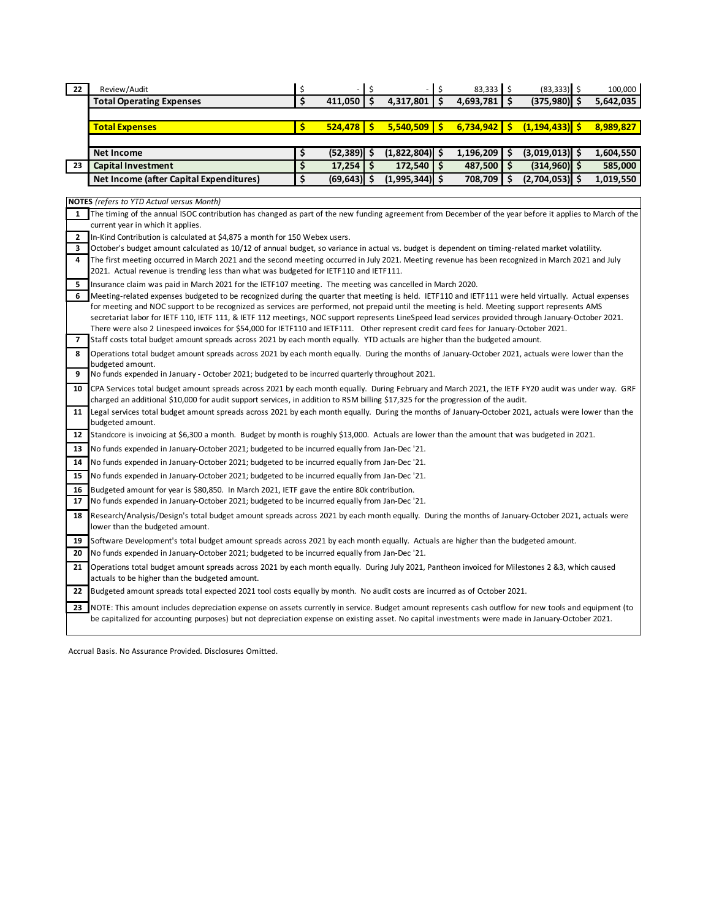| | | | | | | |
|---|---|---|---|---|---|---|
| 22 | Review/Audit | $ - | $ - | $ 83,333 | $ (83,333) | $ 100,000 |
| | **Total Operating Expenses** | **$ 411,050** | **$ 4,317,801** | **$ 4,693,781** | **$ (375,980)** | **$ 5,642,035** |
| | | | | | | |
| | **Total Expenses** | **$ 524,478** | **$ 5,540,509** | **$ 6,734,942** | **$ (1,194,433)** | **$ 8,989,827** |
| | | | | | | |
| | **Net Income** | **$ (52,389)** | **$ (1,822,804)** | **$ 1,196,209** | **$ (3,019,013)** | **$ 1,604,550** |
| 23 | **Capital Investment** | **$ 17,254** | **$ 172,540** | **$ 487,500** | **$ (314,960)** | **$ 585,000** |
| | **Net Income (after Capital Expenditures)** | **$ (69,643)** | **$ (1,995,344)** | **$ 708,709** | **$ (2,704,053)** | **$ 1,019,550** |

**NOTES** *(refers to YTD Actual versus Month)*

| | |
|---|---|
| **1** | The timing of the annual ISOC contribution has changed as part of the new funding agreement from December of the year before it applies to March of the current year in which it applies. |
| **2** | In-Kind Contribution is calculated at $4,875 a month for 150 Webex users. |
| **3** | October's budget amount calculated as 10/12 of annual budget, so variance in actual vs. budget is dependent on timing-related market volatility. |
| **4** | The first meeting occurred in March 2021 and the second meeting occurred in July 2021. Meeting revenue has been recognized in March 2021 and July 2021. Actual revenue is trending less than what was budgeted for IETF110 and IETF111. |
| **5** | Insurance claim was paid in March 2021 for the IETF107 meeting. The meeting was cancelled in March 2020. |
| **6** | Meeting-related expenses budgeted to be recognized during the quarter that meeting is held. IETF110 and IETF111 were held virtually. Actual expenses for meeting and NOC support to be recognized as services are performed, not prepaid until the meeting is held. Meeting support represents AMS secretariat labor for IETF 110, IETF 111, & IETF 112 meetings, NOC support represents LineSpeed lead services provided through January-October 2021. There were also 2 Linespeed invoices for $54,000 for IETF110 and IETF111. Other represent credit card fees for January-October 2021. |
| **7** | Staff costs total budget amount spreads across 2021 by each month equally. YTD actuals are higher than the budgeted amount. |
| **8** | Operations total budget amount spreads across 2021 by each month equally. During the months of January-October 2021, actuals were lower than the budgeted amount. |
| **9** | No funds expended in January - October 2021; budgeted to be incurred quarterly throughout 2021. |
| **10** | CPA Services total budget amount spreads across 2021 by each month equally. During February and March 2021, the IETF FY20 audit was under way. GRF charged an additional $10,000 for audit support services, in addition to RSM billing $17,325 for the progression of the audit. |
| **11** | Legal services total budget amount spreads across 2021 by each month equally. During the months of January-October 2021, actuals were lower than the budgeted amount. |
| **12** | Standcore is invoicing at $6,300 a month. Budget by month is roughly $13,000. Actuals are lower than the amount that was budgeted in 2021. |
| **13** | No funds expended in January-October 2021; budgeted to be incurred equally from Jan-Dec '21. |
| **14** | No funds expended in January-October 2021; budgeted to be incurred equally from Jan-Dec '21. |
| **15** | No funds expended in January-October 2021; budgeted to be incurred equally from Jan-Dec '21. |
| **16** | Budgeted amount for year is $80,850. In March 2021, IETF gave the entire 80k contribution. |
| **17** | No funds expended in January-October 2021; budgeted to be incurred equally from Jan-Dec '21. |
| **18** | Research/Analysis/Design's total budget amount spreads across 2021 by each month equally. During the months of January-October 2021, actuals were lower than the budgeted amount. |
| **19** | Software Development's total budget amount spreads across 2021 by each month equally. Actuals are higher than the budgeted amount. |
| **20** | No funds expended in January-October 2021; budgeted to be incurred equally from Jan-Dec '21. |
| **21** | Operations total budget amount spreads across 2021 by each month equally. During July 2021, Pantheon invoiced for Milestones 2 &3, which caused actuals to be higher than the budgeted amount. |
| **22** | Budgeted amount spreads total expected 2021 tool costs equally by month. No audit costs are incurred as of October 2021. |
| **23** | NOTE: This amount includes depreciation expense on assets currently in service. Budget amount represents cash outflow for new tools and equipment (to be capitalized for accounting purposes) but not depreciation expense on existing asset. No capital investments were made in January-October 2021. |

Accrual Basis. No Assurance Provided. Disclosures Omitted.